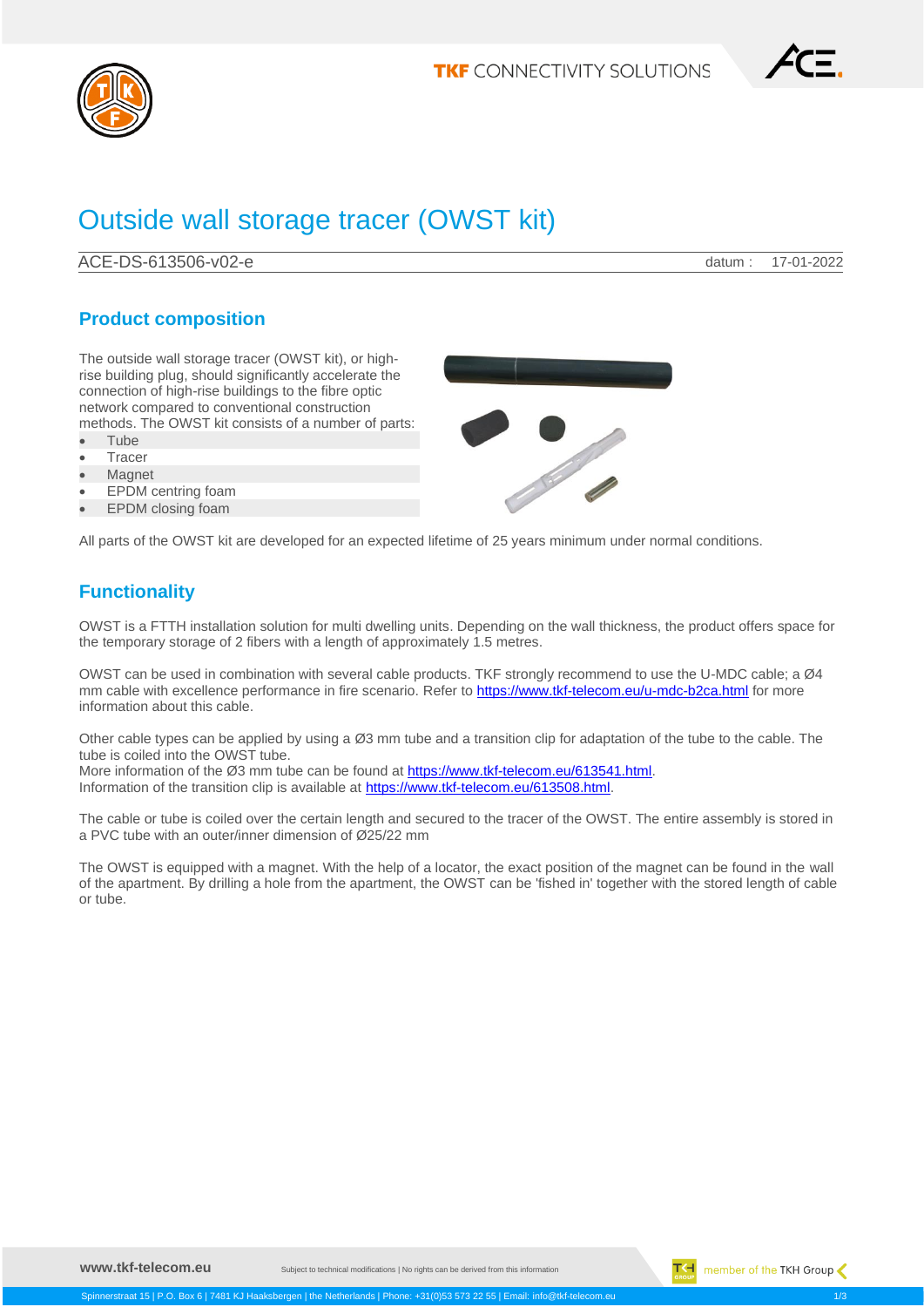# Outside wall storage tracer (OWST kit)

ACE-DS-613506-v02-e datum : 17-01-2022

## Product composition

The outside wall storage tracer (OWST kit), or high-rise building plug, should significantly accelerate the connection of high-rise buildings to the fibre optic network compared to conventional construction methods. The OWST kit consists of a number of parts:

- Tube
- Tracer
- Magnet
- EPDM centring foam
- EPDM closing foam

All parts of the OWST kit are developed for an expected lifetime of 25 years minimum under normal conditions.

## Functionality

OWST is a FTTH installation solution for multi dwelling units. Depending on the wall thickness, the product offers space for the temporary storage of 2 fibers with a length of approximately 1.5 metres.

OWST can be used in combination with several cable products. TKF strongly recommend to use the U-MDC cable; a Ø4 mm cable with excellence performance in fire scenario. Refer to https://www.tkf-telecom.eu/u-mdc-b2ca.html for more information about this cable.

Other cable types can be applied by using a Ø3 mm tube and a transition clip for adaptation of the tube to the cable. The tube is coiled into the OWST tube.
More information of the Ø3 mm tube can be found at https://www.tkf-telecom.eu/613541.html.
Information of the transition clip is available at https://www.tkf-telecom.eu/613508.html.

The cable or tube is coiled over the certain length and secured to the tracer of the OWST. The entire assembly is stored in a PVC tube with an outer/inner dimension of Ø25/22 mm

The OWST is equipped with a magnet. With the help of a locator, the exact position of the magnet can be found in the wall of the apartment. By drilling a hole from the apartment, the OWST can be 'fished in' together with the stored length of cable or tube.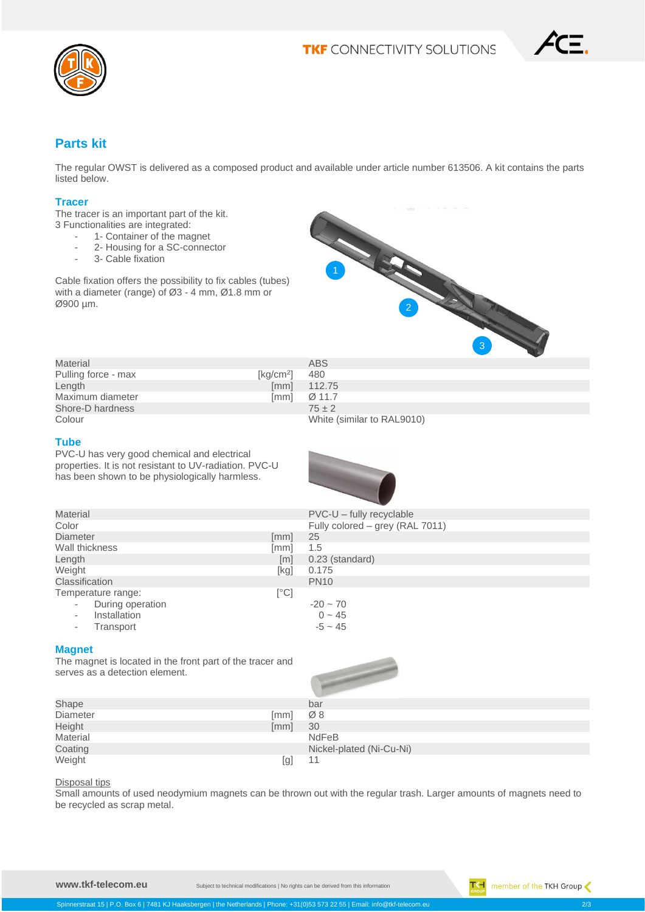## Parts kit

The regular OWST is delivered as a composed product and available under article number 613506. A kit contains the parts listed below.

### Tracer

The tracer is an important part of the kit.
3 Functionalities are integrated:

- 1- Container of the magnet
- 2- Housing for a SC-connector
- 3- Cable fixation

Cable fixation offers the possibility to fix cables (tubes) with a diameter (range) of Ø3 - 4 mm, Ø1.8 mm or Ø900 µm.

| | | |
|---|---|---|
| Material | | ABS |
| Pulling force - max | [kg/cm²] | 480 |
| Length | [mm] | 112.75 |
| Maximum diameter | [mm] | Ø 11.7 |
| Shore-D hardness | | 75 ± 2 |
| Colour | | White (similar to RAL9010) |

### Tube

PVC-U has very good chemical and electrical properties. It is not resistant to UV-radiation. PVC-U has been shown to be physiologically harmless.

| | | |
|---|---|---|
| Material | | PVC-U – fully recyclable |
| Color | | Fully colored – grey (RAL 7011) |
| Diameter | [mm] | 25 |
| Wall thickness | [mm] | 1.5 |
| Length | [m] | 0.23 (standard) |
| Weight | [kg] | 0.175 |
| Classification | | PN10 |
| Temperature range: | [°C] | |
| - During operation | | -20 ~ 70 |
| - Installation | | 0 ~ 45 |
| - Transport | | -5 ~ 45 |

### Magnet

The magnet is located in the front part of the tracer and serves as a detection element.

| | | |
|---|---|---|
| Shape | | bar |
| Diameter | [mm] | Ø 8 |
| Height | [mm] | 30 |
| Material | | NdFeB |
| Coating | | Nickel-plated (Ni-Cu-Ni) |
| Weight | [g] | 11 |

Disposal tips

Small amounts of used neodymium magnets can be thrown out with the regular trash. Larger amounts of magnets need to be recycled as scrap metal.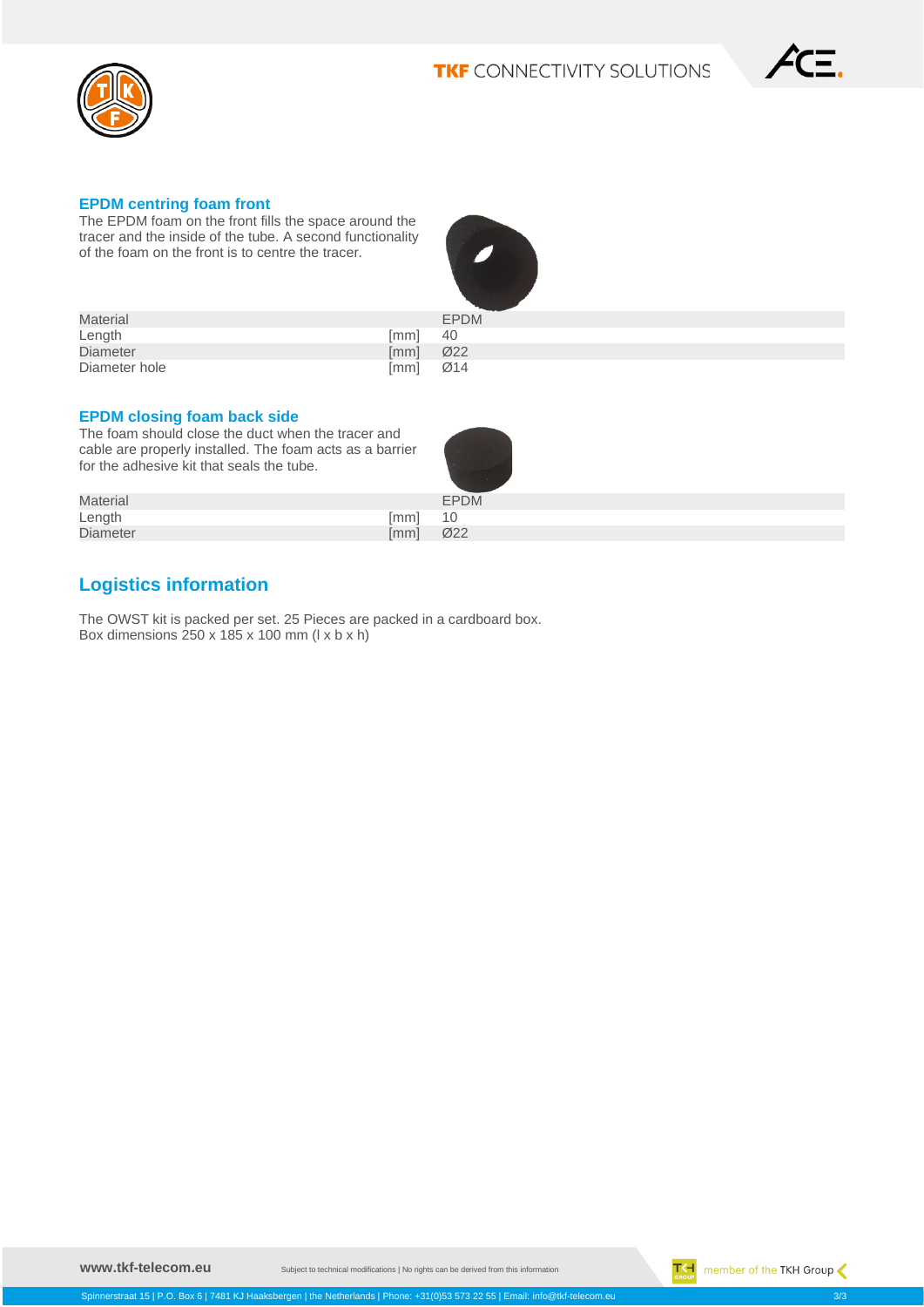## EPDM centring foam front

The EPDM foam on the front fills the space around the tracer and the inside of the tube. A second functionality of the foam on the front is to centre the tracer.

| | | |
|---|---|---|
| Material | | EPDM |
| Length | [mm] | 40 |
| Diameter | [mm] | Ø22 |
| Diameter hole | [mm] | Ø14 |

## EPDM closing foam back side

The foam should close the duct when the tracer and cable are properly installed. The foam acts as a barrier for the adhesive kit that seals the tube.

| | | |
|---|---|---|
| Material | | EPDM |
| Length | [mm] | 10 |
| Diameter | [mm] | Ø22 |

# Logistics information

The OWST kit is packed per set. 25 Pieces are packed in a cardboard box.
Box dimensions 250 x 185 x 100 mm (l x b x h)